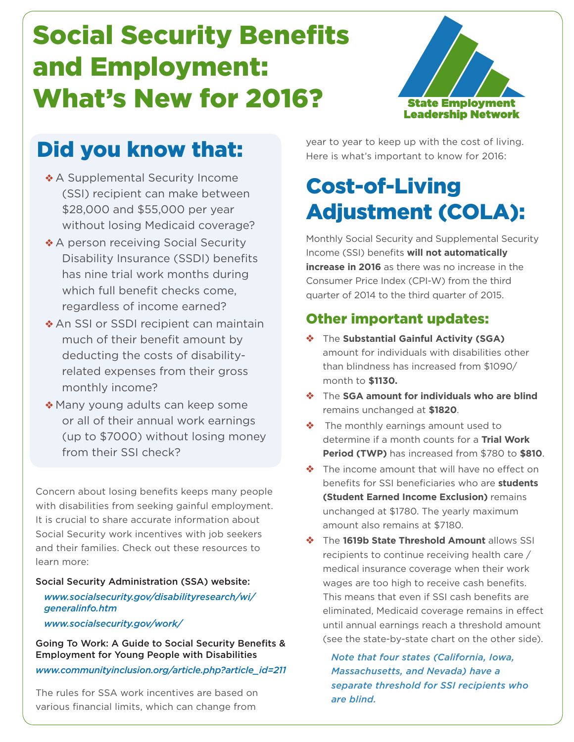# Social Security Benefits and Employment: What's New for 2016?

State Employment Leadership Network

## Did you know that:

- A Supplemental Security Income (SSI) recipient can make between $28,000 and $55,000 per year without losing Medicaid coverage?
- A person receiving Social Security Disability Insurance (SSDI) benefits has nine trial work months during which full benefit checks come, regardless of income earned?
- An SSI or SSDI recipient can maintain much of their benefit amount by deducting the costs of disability-related expenses from their gross monthly income?
- Many young adults can keep some or all of their annual work earnings (up to $7000) without losing money from their SSI check?

Concern about losing benefits keeps many people with disabilities from seeking gainful employment. It is crucial to share accurate information about Social Security work incentives with job seekers and their families. Check out these resources to learn more:

Social Security Administration (SSA) website:

*www.socialsecurity.gov/disabilityresearch/wi/generalinfo.htm*

*www.socialsecurity.gov/work/*

Going To Work: A Guide to Social Security Benefits & Employment for Young People with Disabilities

*www.communityinclusion.org/article.php?article_id=211*

The rules for SSA work incentives are based on various financial limits, which can change from year to year to keep up with the cost of living. Here is what's important to know for 2016:

## Cost-of-Living Adjustment (COLA):

Monthly Social Security and Supplemental Security Income (SSI) benefits **will not automatically increase in 2016** as there was no increase in the Consumer Price Index (CPI-W) from the third quarter of 2014 to the third quarter of 2015.

### Other important updates:

- The **Substantial Gainful Activity (SGA)** amount for individuals with disabilities other than blindness has increased from $1090/month to **$1130.**
- The **SGA amount for individuals who are blind** remains unchanged at **$1820**.
- The monthly earnings amount used to determine if a month counts for a **Trial Work Period (TWP)** has increased from $780 to **$810**.
- The income amount that will have no effect on benefits for SSI beneficiaries who are **students (Student Earned Income Exclusion)** remains unchanged at $1780. The yearly maximum amount also remains at $7180.
- The **1619b State Threshold Amount** allows SSI recipients to continue receiving health care / medical insurance coverage when their work wages are too high to receive cash benefits. This means that even if SSI cash benefits are eliminated, Medicaid coverage remains in effect until annual earnings reach a threshold amount (see the state-by-state chart on the other side).

*Note that four states (California, Iowa, Massachusetts, and Nevada) have a separate threshold for SSI recipients who are blind.*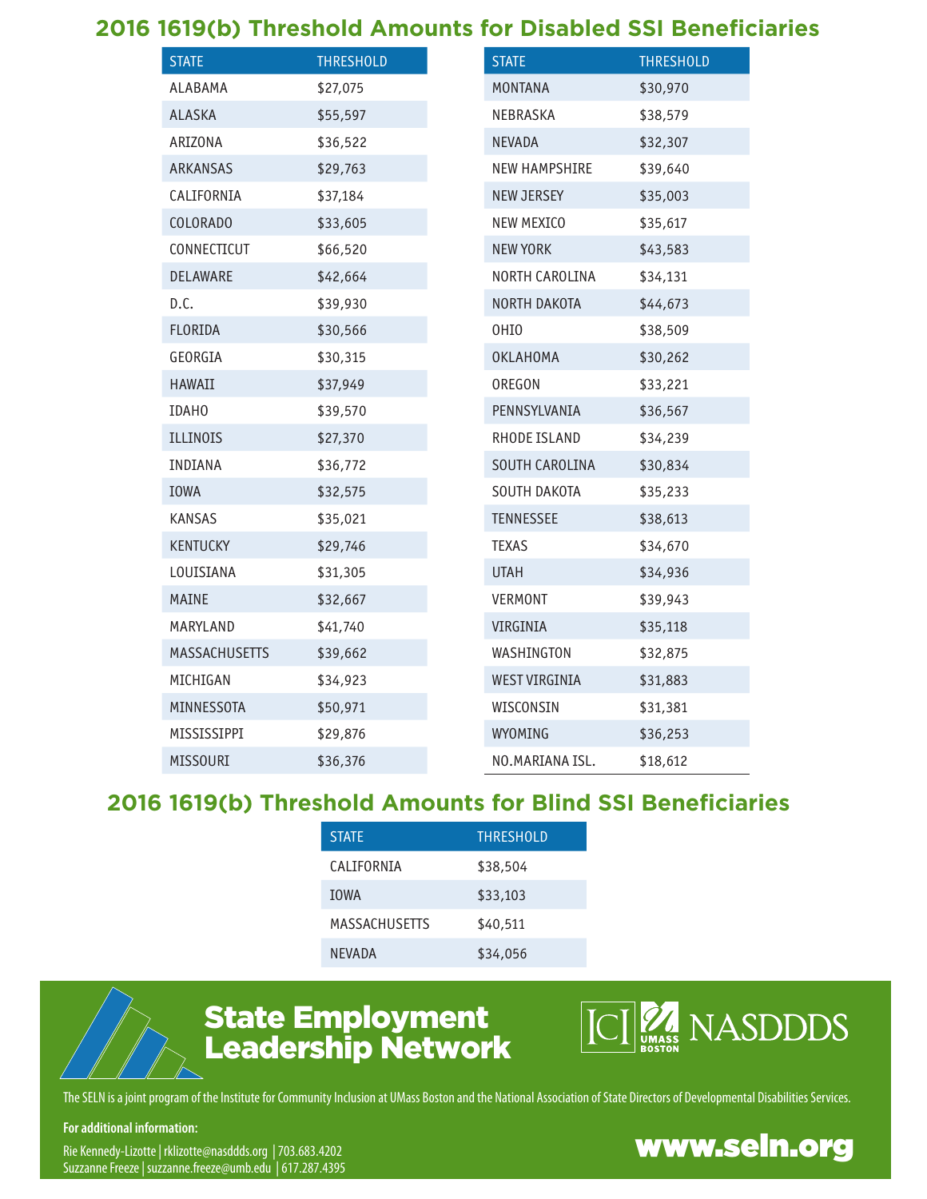## 2016 1619(b) Threshold Amounts for Disabled SSI Beneficiaries

| STATE | THRESHOLD |
|---|---|
| ALABAMA | $27,075 |
| ALASKA | $55,597 |
| ARIZONA | $36,522 |
| ARKANSAS | $29,763 |
| CALIFORNIA | $37,184 |
| COLORADO | $33,605 |
| CONNECTICUT | $66,520 |
| DELAWARE | $42,664 |
| D.C. | $39,930 |
| FLORIDA | $30,566 |
| GEORGIA | $30,315 |
| HAWAII | $37,949 |
| IDAHO | $39,570 |
| ILLINOIS | $27,370 |
| INDIANA | $36,772 |
| IOWA | $32,575 |
| KANSAS | $35,021 |
| KENTUCKY | $29,746 |
| LOUISIANA | $31,305 |
| MAINE | $32,667 |
| MARYLAND | $41,740 |
| MASSACHUSETTS | $39,662 |
| MICHIGAN | $34,923 |
| MINNESSOTA | $50,971 |
| MISSISSIPPI | $29,876 |
| MISSOURI | $36,376 |

| STATE | THRESHOLD |
|---|---|
| MONTANA | $30,970 |
| NEBRASKA | $38,579 |
| NEVADA | $32,307 |
| NEW HAMPSHIRE | $39,640 |
| NEW JERSEY | $35,003 |
| NEW MEXICO | $35,617 |
| NEW YORK | $43,583 |
| NORTH CAROLINA | $34,131 |
| NORTH DAKOTA | $44,673 |
| OHIO | $38,509 |
| OKLAHOMA | $30,262 |
| OREGON | $33,221 |
| PENNSYLVANIA | $36,567 |
| RHODE ISLAND | $34,239 |
| SOUTH CAROLINA | $30,834 |
| SOUTH DAKOTA | $35,233 |
| TENNESSEE | $38,613 |
| TEXAS | $34,670 |
| UTAH | $34,936 |
| VERMONT | $39,943 |
| VIRGINIA | $35,118 |
| WASHINGTON | $32,875 |
| WEST VIRGINIA | $31,883 |
| WISCONSIN | $31,381 |
| WYOMING | $36,253 |
| NO.MARIANA ISL. | $18,612 |

## 2016 1619(b) Threshold Amounts for Blind SSI Beneficiaries

| STATE | THRESHOLD |
|---|---|
| CALIFORNIA | $38,504 |
| IOWA | $33,103 |
| MASSACHUSETTS | $40,511 |
| NEVADA | $34,056 |

**State Employment Leadership Network**

ICI UMASS BOSTON NASDDDS

The SELN is a joint program of the Institute for Community Inclusion at UMass Boston and the National Association of State Directors of Developmental Disabilities Services.

**For additional information:**

Rie Kennedy-Lizotte | rklizotte@nasddds.org | 703.683.4202
Suzzanne Freeze | suzzanne.freeze@umb.edu | 617.287.4395

**www.seln.org**